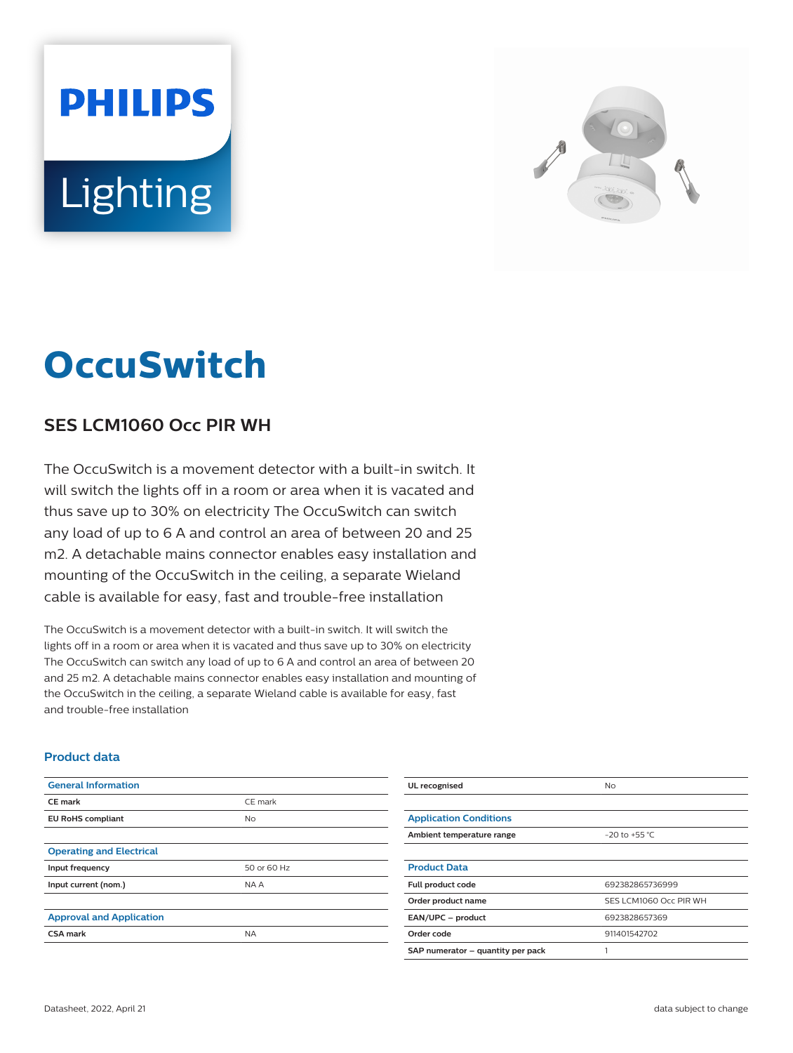# OccuSwitch

## SES LCM1060 Occ PIR WH

The OccuSwitch is a movement detector with a built-in switch. It will switch the lights off in a room or area when it is vacated and thus save up to 30% on electricity The OccuSwitch can switch any load of up to 6 A and control an area of between 20 and 25 m2. A detachable mains connector enables easy installation and mounting of the OccuSwitch in the ceiling, a separate Wieland cable is available for easy, fast and trouble-free installation

The OccuSwitch is a movement detector with a built-in switch. It will switch the lights off in a room or area when it is vacated and thus save up to 30% on electricity The OccuSwitch can switch any load of up to 6 A and control an area of between 20 and 25 m2. A detachable mains connector enables easy installation and mounting of the OccuSwitch in the ceiling, a separate Wieland cable is available for easy, fast and trouble-free installation

### Product data

| General Information | |
|---|---|
| CE mark | CE mark |
| EU RoHS compliant | No |

| Operating and Electrical | |
|---|---|
| Input frequency | 50 or 60 Hz |
| Input current (nom.) | NA A |

| Approval and Application | |
|---|---|
| CSA mark | NA |
| UL recognised | No |

| Application Conditions | |
|---|---|
| Ambient temperature range | -20 to +55 °C |

| Product Data | |
|---|---|
| Full product code | 692382865736999 |
| Order product name | SES LCM1060 Occ PIR WH |
| EAN/UPC – product | 6923828657369 |
| Order code | 911401542702 |
| SAP numerator – quantity per pack | 1 |

Datasheet, 2022, April 21

data subject to change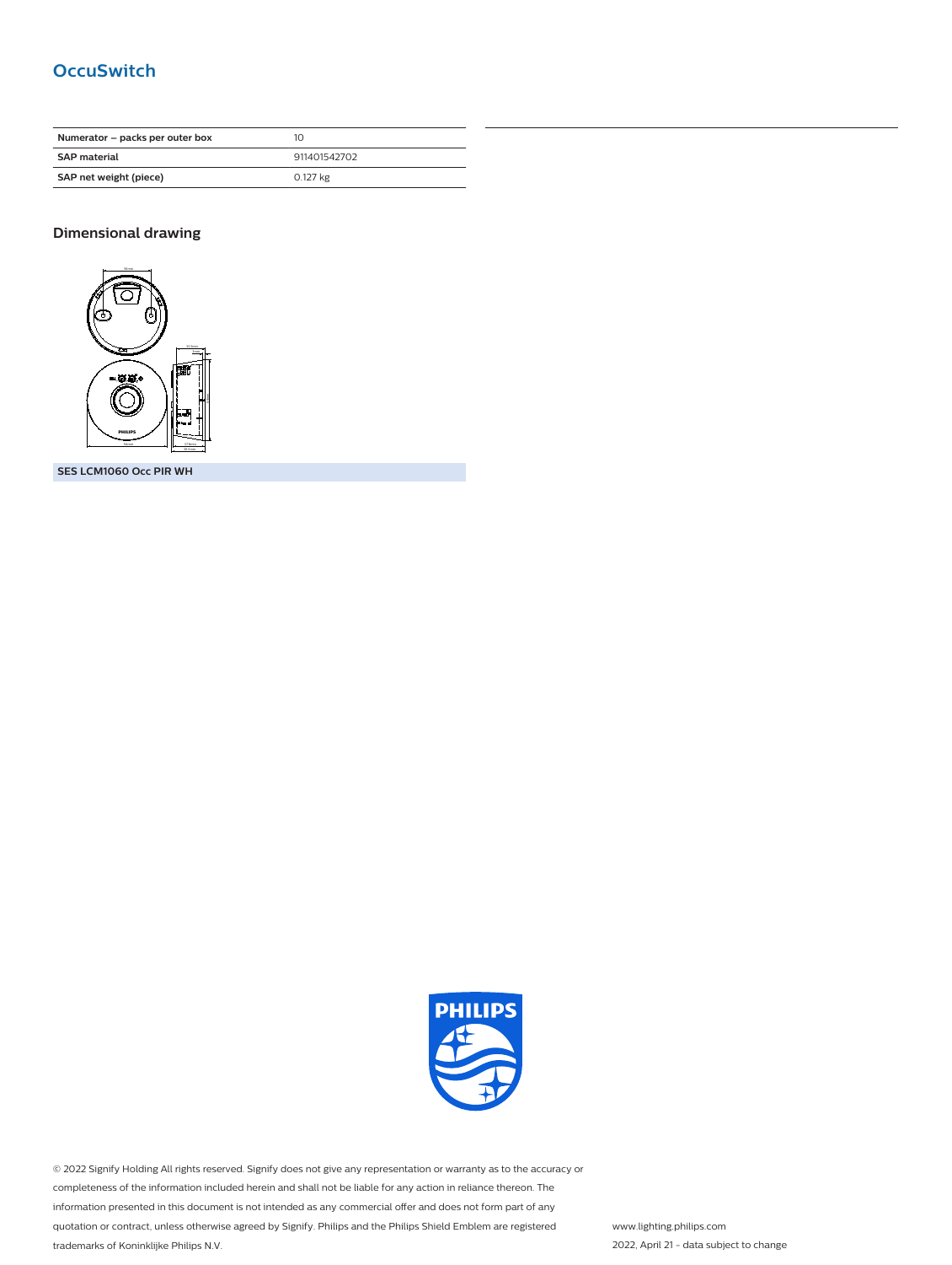## OccuSwitch

| | |
|---|---|
| **Numerator – packs per outer box** | 10 |
| **SAP material** | 911401542702 |
| **SAP net weight (piece)** | 0.127 kg |

### Dimensional drawing

**SES LCM1060 Occ PIR WH**

© 2022 Signify Holding All rights reserved. Signify does not give any representation or warranty as to the accuracy or completeness of the information included herein and shall not be liable for any action in reliance thereon. The information presented in this document is not intended as any commercial offer and does not form part of any quotation or contract, unless otherwise agreed by Signify. Philips and the Philips Shield Emblem are registered trademarks of Koninklijke Philips N.V.

www.lighting.philips.com

2022, April 21 - data subject to change